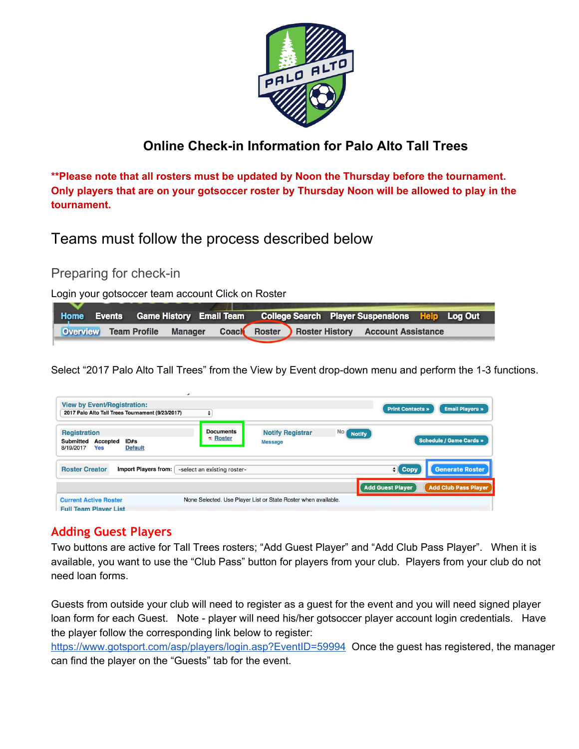# Online Check-in Information for Palo Alto Tall Trees

**\*\*Please note that all rosters must be updated by Noon the Thursday before the tournament. Only players that are on your gotsoccer roster by Thursday Noon will be allowed to play in the tournament.**

## Teams must follow the process described below

### Preparing for check-in

Login your gotsoccer team account Click on Roster

Select "2017 Palo Alto Tall Trees" from the View by Event drop-down menu and perform the 1-3 functions.

### Adding Guest Players

Two buttons are active for Tall Trees rosters; "Add Guest Player" and "Add Club Pass Player". When it is available, you want to use the "Club Pass" button for players from your club. Players from your club do not need loan forms.

Guests from outside your club will need to register as a guest for the event and you will need signed player loan form for each Guest. Note - player will need his/her gotsoccer player account login credentials. Have the player follow the corresponding link below to register: https://www.gotsport.com/asp/players/login.asp?EventID=59994 Once the guest has registered, the manager can find the player on the "Guests" tab for the event.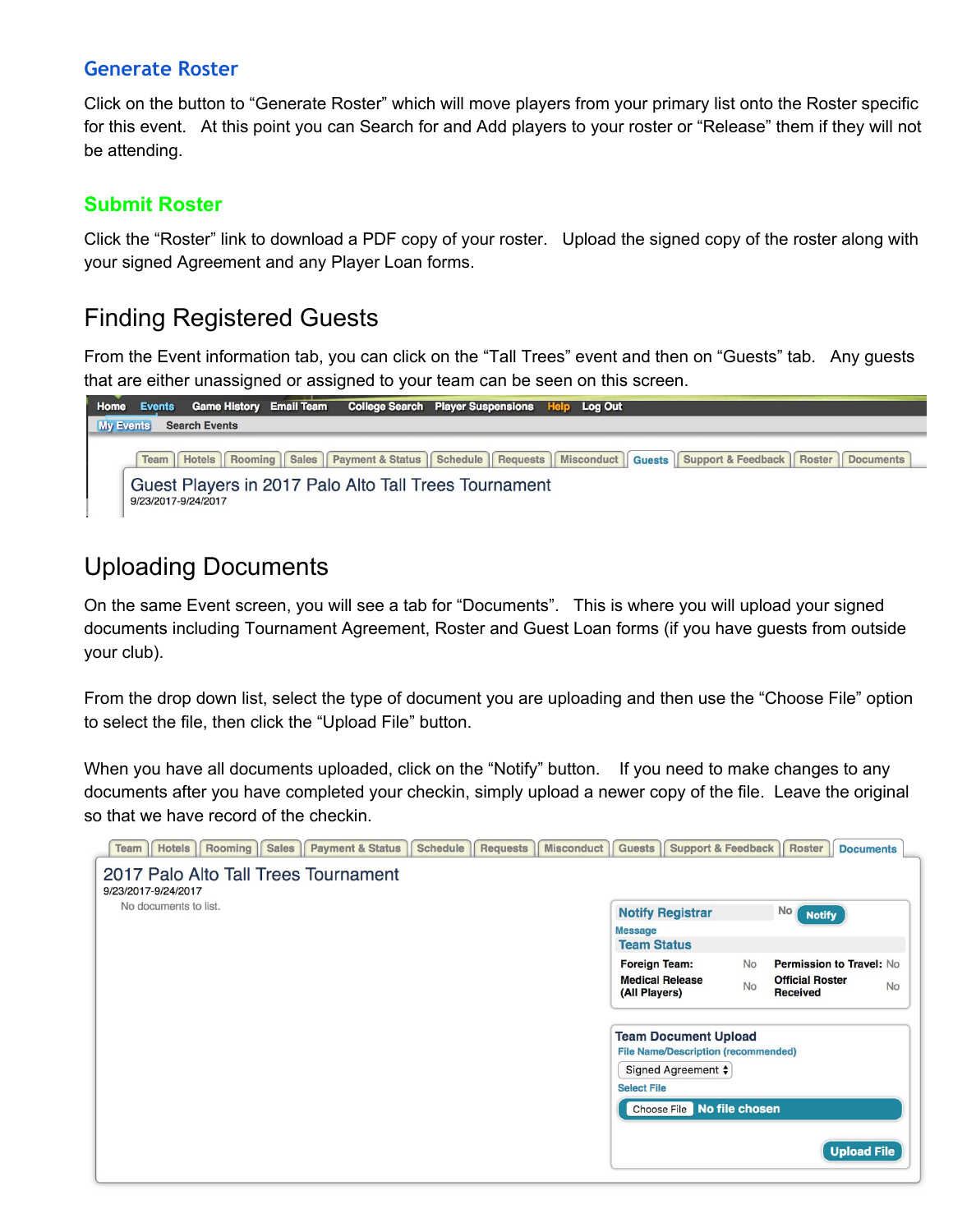## Generate Roster

Click on the button to “Generate Roster” which will move players from your primary list onto the Roster specific for this event. At this point you can Search for and Add players to your roster or “Release” them if they will not be attending.

## Submit Roster

Click the “Roster” link to download a PDF copy of your roster. Upload the signed copy of the roster along with your signed Agreement and any Player Loan forms.

# Finding Registered Guests

From the Event information tab, you can click on the “Tall Trees” event and then on “Guests” tab. Any guests that are either unassigned or assigned to your team can be seen on this screen.

Home Events Game History Email Team College Search Player Suspensions Help Log Out

My Events Search Events

Team | Hotels | Rooming | Sales | Payment & Status | Schedule | Requests | Misconduct | Guests | Support & Feedback | Roster | Documents

Guest Players in 2017 Palo Alto Tall Trees Tournament

9/23/2017-9/24/2017

# Uploading Documents

On the same Event screen, you will see a tab for “Documents”. This is where you will upload your signed documents including Tournament Agreement, Roster and Guest Loan forms (if you have guests from outside your club).

From the drop down list, select the type of document you are uploading and then use the “Choose File” option to select the file, then click the “Upload File” button.

When you have all documents uploaded, click on the “Notify” button. If you need to make changes to any documents after you have completed your checkin, simply upload a newer copy of the file. Leave the original so that we have record of the checkin.

Team | Hotels | Rooming | Sales | Payment & Status | Schedule | Requests | Misconduct | Guests | Support & Feedback | Roster | Documents

2017 Palo Alto Tall Trees Tournament

9/23/2017-9/24/2017

No documents to list.

Notify Registrar No Notify

Message

Team Status

| | | | |
|---|---|---|---|
| Foreign Team: | No | Permission to Travel: | No |
| Medical Release (All Players) | No | Official Roster Received | No |

Team Document Upload

File Name/Description (recommended)

Signed Agreement

Select File

Choose File No file chosen

Upload File